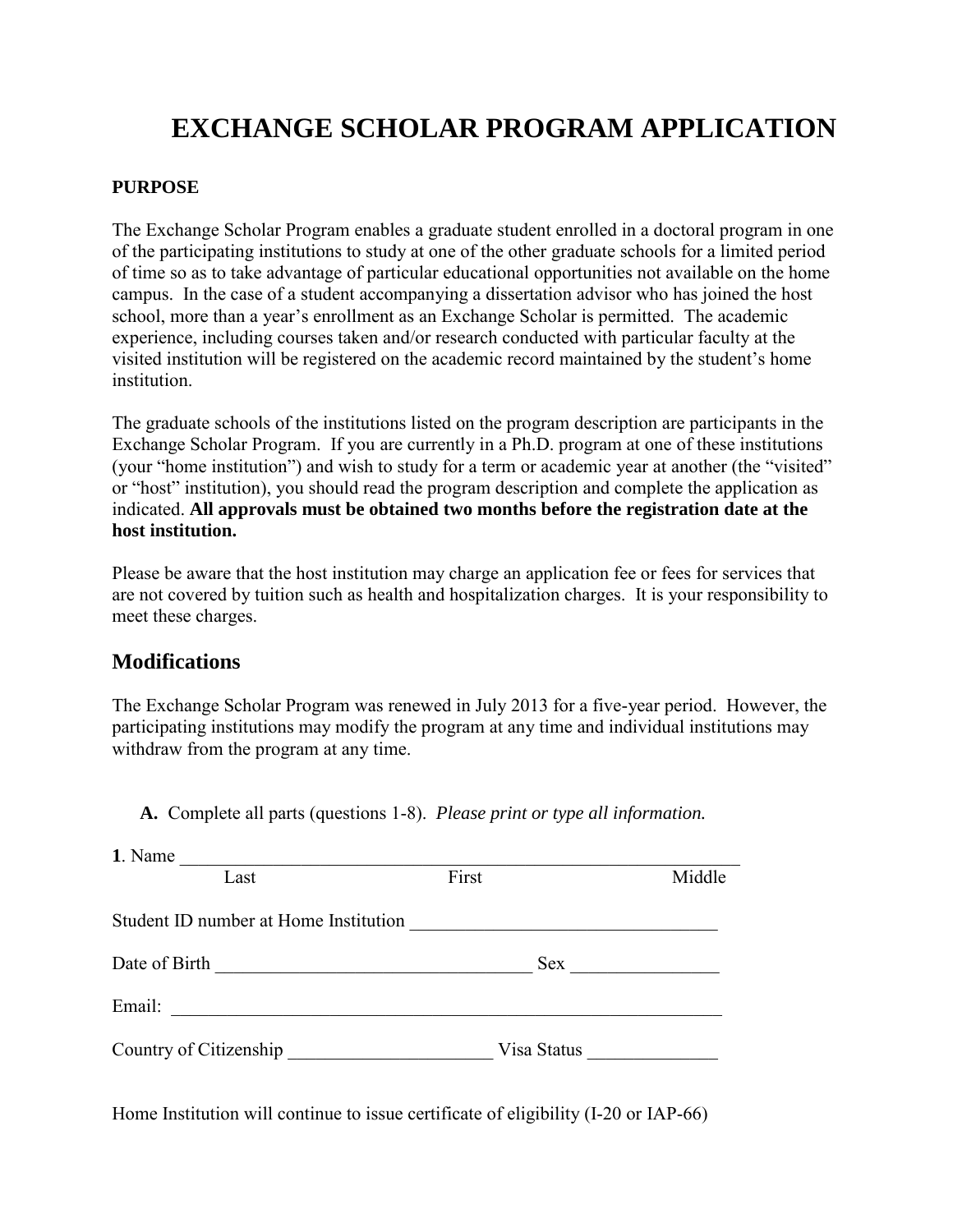# EXCHANGE SCHOLAR PROGRAM APPLICATION

**PURPOSE**

The Exchange Scholar Program enables a graduate student enrolled in a doctoral program in one of the participating institutions to study at one of the other graduate schools for a limited period of time so as to take advantage of particular educational opportunities not available on the home campus. In the case of a student accompanying a dissertation advisor who has joined the host school, more than a year's enrollment as an Exchange Scholar is permitted. The academic experience, including courses taken and/or research conducted with particular faculty at the visited institution will be registered on the academic record maintained by the student's home institution.

The graduate schools of the institutions listed on the program description are participants in the Exchange Scholar Program. If you are currently in a Ph.D. program at one of these institutions (your "home institution") and wish to study for a term or academic year at another (the "visited" or "host" institution), you should read the program description and complete the application as indicated. **All approvals must be obtained two months before the registration date at the host institution.**

Please be aware that the host institution may charge an application fee or fees for services that are not covered by tuition such as health and hospitalization charges. It is your responsibility to meet these charges.

## Modifications

The Exchange Scholar Program was renewed in July 2013 for a five-year period. However, the participating institutions may modify the program at any time and individual institutions may withdraw from the program at any time.

**A.** Complete all parts (questions 1-8). *Please print or type all information.*

**1**. Name ______________________________________________________________
Last First Middle

Student ID number at Home Institution ________________________________

Date of Birth _________________________________ Sex _______________

Email: _____________________________________________________________

Country of Citizenship _____________________ Visa Status ______________

Home Institution will continue to issue certificate of eligibility (I-20 or IAP-66)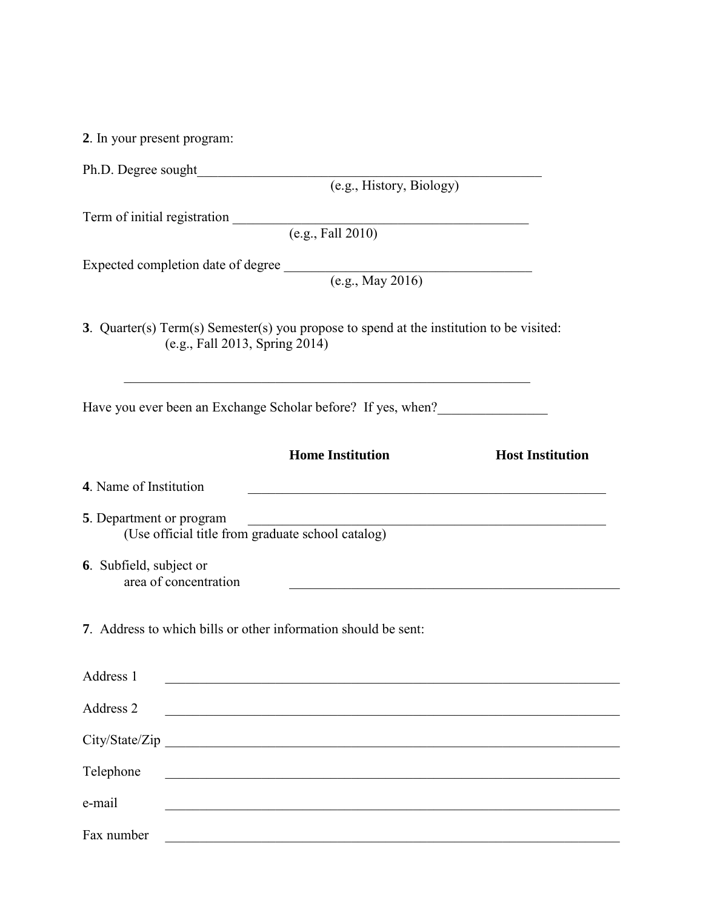**2**. In your present program:

Ph.D. Degree sought\_\_\_\_\_\_\_\_\_\_\_\_\_\_\_\_\_\_\_\_\_\_\_\_\_\_\_\_\_\_\_\_\_\_\_\_\_\_\_\_\_\_\_\_\_\_\_\_\_\_
(e.g., History, Biology)

Term of initial registration \_\_\_\_\_\_\_\_\_\_\_\_\_\_\_\_\_\_\_\_\_\_\_\_\_\_\_\_\_\_\_\_\_\_\_\_\_\_\_\_\_\_\_\_
(e.g., Fall 2010)

Expected completion date of degree \_\_\_\_\_\_\_\_\_\_\_\_\_\_\_\_\_\_\_\_\_\_\_\_\_\_\_\_\_\_\_\_\_\_\_\_\_
(e.g., May 2016)

**3**. Quarter(s) Term(s) Semester(s) you propose to spend at the institution to be visited:
(e.g., Fall 2013, Spring 2014)

\_\_\_\_\_\_\_\_\_\_\_\_\_\_\_\_\_\_\_\_\_\_\_\_\_\_\_\_\_\_\_\_\_\_\_\_\_\_\_\_\_\_\_\_\_\_\_\_\_\_\_\_\_\_\_\_\_\_\_\_

Have you ever been an Exchange Scholar before? If yes, when?\_\_\_\_\_\_\_\_\_\_\_\_\_\_\_\_

| | **Home Institution** | **Host Institution** |
|---|---|---|
| **4**. Name of Institution | | |
| **5**. Department or program (Use official title from graduate school catalog) | | |
| **6**. Subfield, subject or area of concentration | | |

**7**. Address to which bills or other information should be sent:

Address 1 \_\_\_\_\_\_\_\_\_\_\_\_\_\_\_\_\_\_\_\_\_\_\_\_\_\_\_\_\_\_\_\_\_\_\_\_\_\_\_\_\_\_\_\_\_\_\_\_\_\_\_\_\_\_\_\_\_\_\_\_

Address 2 \_\_\_\_\_\_\_\_\_\_\_\_\_\_\_\_\_\_\_\_\_\_\_\_\_\_\_\_\_\_\_\_\_\_\_\_\_\_\_\_\_\_\_\_\_\_\_\_\_\_\_\_\_\_\_\_\_\_\_\_

City/State/Zip \_\_\_\_\_\_\_\_\_\_\_\_\_\_\_\_\_\_\_\_\_\_\_\_\_\_\_\_\_\_\_\_\_\_\_\_\_\_\_\_\_\_\_\_\_\_\_\_\_\_\_\_\_\_\_\_\_\_\_\_

Telephone \_\_\_\_\_\_\_\_\_\_\_\_\_\_\_\_\_\_\_\_\_\_\_\_\_\_\_\_\_\_\_\_\_\_\_\_\_\_\_\_\_\_\_\_\_\_\_\_\_\_\_\_\_\_\_\_\_\_\_\_

e-mail \_\_\_\_\_\_\_\_\_\_\_\_\_\_\_\_\_\_\_\_\_\_\_\_\_\_\_\_\_\_\_\_\_\_\_\_\_\_\_\_\_\_\_\_\_\_\_\_\_\_\_\_\_\_\_\_\_\_\_\_

Fax number \_\_\_\_\_\_\_\_\_\_\_\_\_\_\_\_\_\_\_\_\_\_\_\_\_\_\_\_\_\_\_\_\_\_\_\_\_\_\_\_\_\_\_\_\_\_\_\_\_\_\_\_\_\_\_\_\_\_\_\_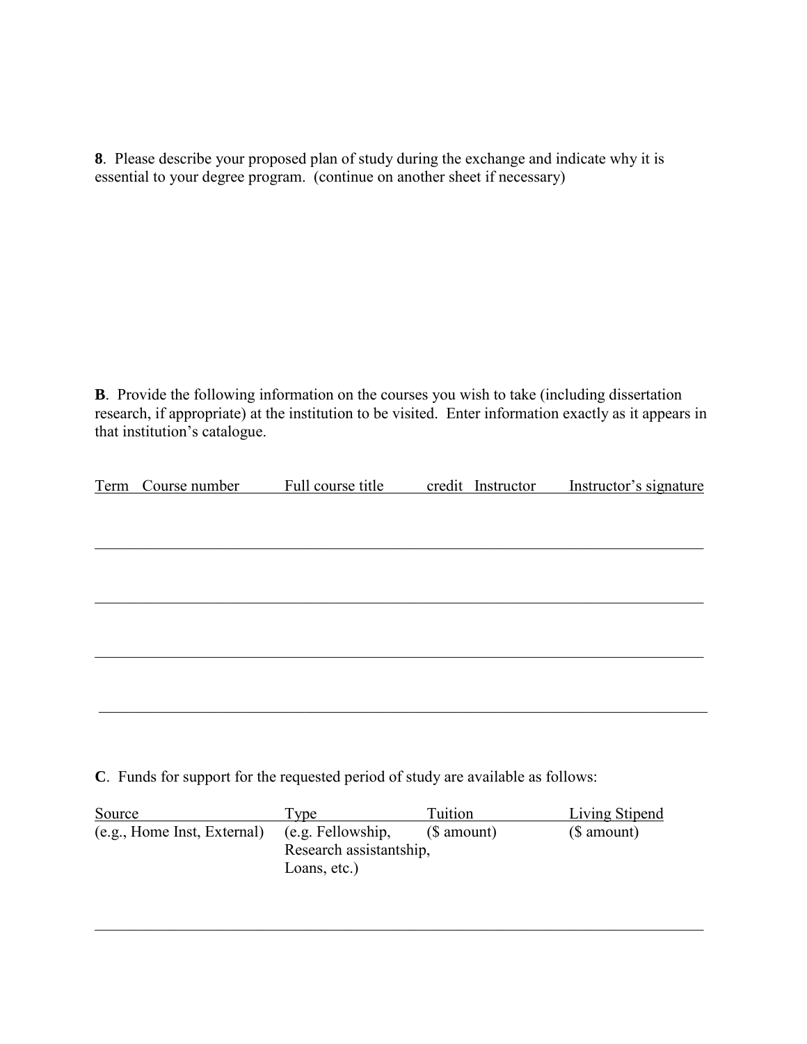**8**. Please describe your proposed plan of study during the exchange and indicate why it is essential to your degree program. (continue on another sheet if necessary)

**B**. Provide the following information on the courses you wish to take (including dissertation research, if appropriate) at the institution to be visited. Enter information exactly as it appears in that institution's catalogue.

| Term | Course number | Full course title | credit | Instructor | Instructor's signature |
|---|---|---|---|---|---|
| | | | | | |
| | | | | | |
| | | | | | |
| | | | | | |

**C**. Funds for support for the requested period of study are available as follows:

| Source | Type | Tuition | Living Stipend |
|---|---|---|---|
| (e.g., Home Inst, External) | (e.g. Fellowship, Research assistantship, Loans, etc.) | ($ amount) | ($ amount) |
| | | | |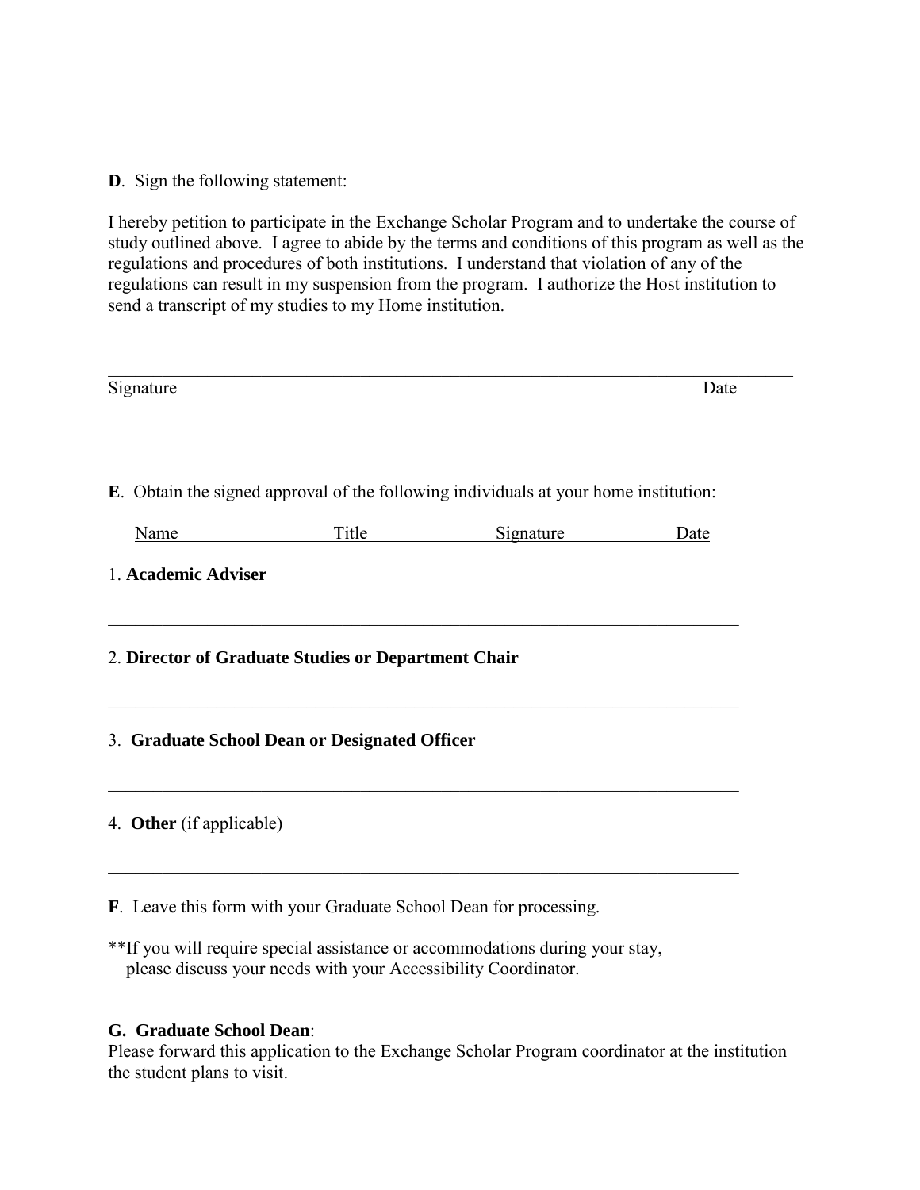**D**. Sign the following statement:

I hereby petition to participate in the Exchange Scholar Program and to undertake the course of study outlined above. I agree to abide by the terms and conditions of this program as well as the regulations and procedures of both institutions. I understand that violation of any of the regulations can result in my suspension from the program. I authorize the Host institution to send a transcript of my studies to my Home institution.

\_\_\_\_\_\_\_\_\_\_\_\_\_\_\_\_\_\_\_\_\_\_\_\_\_\_\_\_\_\_\_\_\_\_\_\_\_\_\_\_\_\_\_\_\_\_\_\_\_\_\_\_\_\_\_\_\_\_\_\_\_\_\_\_\_\_\_\_\_\_

Signature Date

**E**. Obtain the signed approval of the following individuals at your home institution:

| Name | Title | Signature | Date |
| --- | --- | --- | --- |

1. **Academic Adviser**

\_\_\_\_\_\_\_\_\_\_\_\_\_\_\_\_\_\_\_\_\_\_\_\_\_\_\_\_\_\_\_\_\_\_\_\_\_\_\_\_\_\_\_\_\_\_\_\_\_\_\_\_\_\_\_\_\_\_\_\_\_\_\_\_\_\_\_\_\_\_

2. **Director of Graduate Studies or Department Chair**

\_\_\_\_\_\_\_\_\_\_\_\_\_\_\_\_\_\_\_\_\_\_\_\_\_\_\_\_\_\_\_\_\_\_\_\_\_\_\_\_\_\_\_\_\_\_\_\_\_\_\_\_\_\_\_\_\_\_\_\_\_\_\_\_\_\_\_\_\_\_

3. **Graduate School Dean or Designated Officer**

\_\_\_\_\_\_\_\_\_\_\_\_\_\_\_\_\_\_\_\_\_\_\_\_\_\_\_\_\_\_\_\_\_\_\_\_\_\_\_\_\_\_\_\_\_\_\_\_\_\_\_\_\_\_\_\_\_\_\_\_\_\_\_\_\_\_\_\_\_\_

4. **Other** (if applicable)

\_\_\_\_\_\_\_\_\_\_\_\_\_\_\_\_\_\_\_\_\_\_\_\_\_\_\_\_\_\_\_\_\_\_\_\_\_\_\_\_\_\_\_\_\_\_\_\_\_\_\_\_\_\_\_\_\_\_\_\_\_\_\_\_\_\_\_\_\_\_

**F**. Leave this form with your Graduate School Dean for processing.

**If you will require special assistance or accommodations during your stay, please discuss your needs with your Accessibility Coordinator.

**G. Graduate School Dean**:
Please forward this application to the Exchange Scholar Program coordinator at the institution the student plans to visit.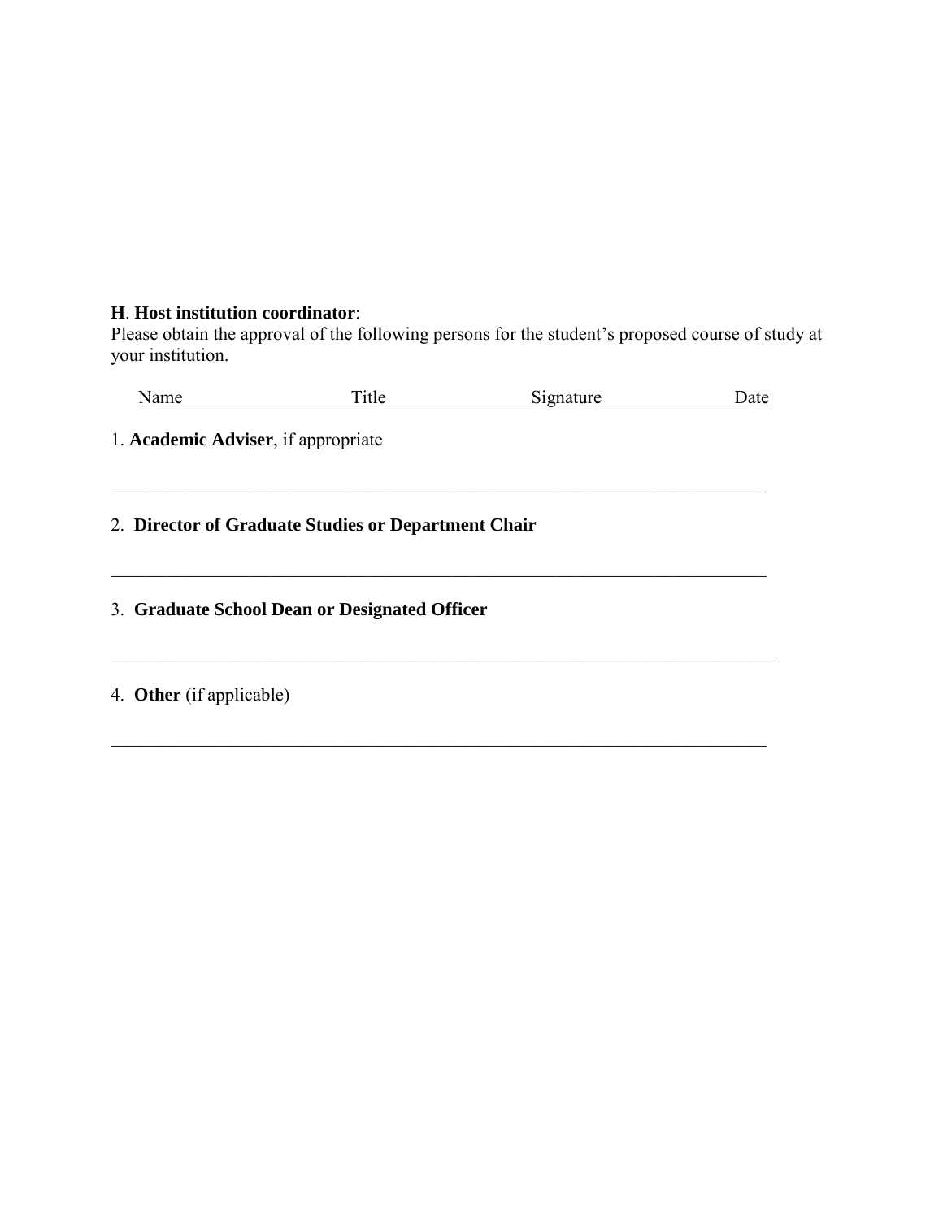**H**. **Host institution coordinator**:
Please obtain the approval of the following persons for the student's proposed course of study at your institution.

| Name | Title | Signature | Date |
|---|---|---|---|

1. **Academic Adviser**, if appropriate

\_\_\_\_\_\_\_\_\_\_\_\_\_\_\_\_\_\_\_\_\_\_\_\_\_\_\_\_\_\_\_\_\_\_\_\_\_\_\_\_\_\_\_\_\_\_\_\_\_\_\_\_\_\_\_\_\_\_\_\_\_\_\_\_\_\_\_\_\_\_

2. **Director of Graduate Studies or Department Chair**

\_\_\_\_\_\_\_\_\_\_\_\_\_\_\_\_\_\_\_\_\_\_\_\_\_\_\_\_\_\_\_\_\_\_\_\_\_\_\_\_\_\_\_\_\_\_\_\_\_\_\_\_\_\_\_\_\_\_\_\_\_\_\_\_\_\_\_\_\_\_

3. **Graduate School Dean or Designated Officer**

\_\_\_\_\_\_\_\_\_\_\_\_\_\_\_\_\_\_\_\_\_\_\_\_\_\_\_\_\_\_\_\_\_\_\_\_\_\_\_\_\_\_\_\_\_\_\_\_\_\_\_\_\_\_\_\_\_\_\_\_\_\_\_\_\_\_\_\_\_\_

4. **Other** (if applicable)

\_\_\_\_\_\_\_\_\_\_\_\_\_\_\_\_\_\_\_\_\_\_\_\_\_\_\_\_\_\_\_\_\_\_\_\_\_\_\_\_\_\_\_\_\_\_\_\_\_\_\_\_\_\_\_\_\_\_\_\_\_\_\_\_\_\_\_\_\_\_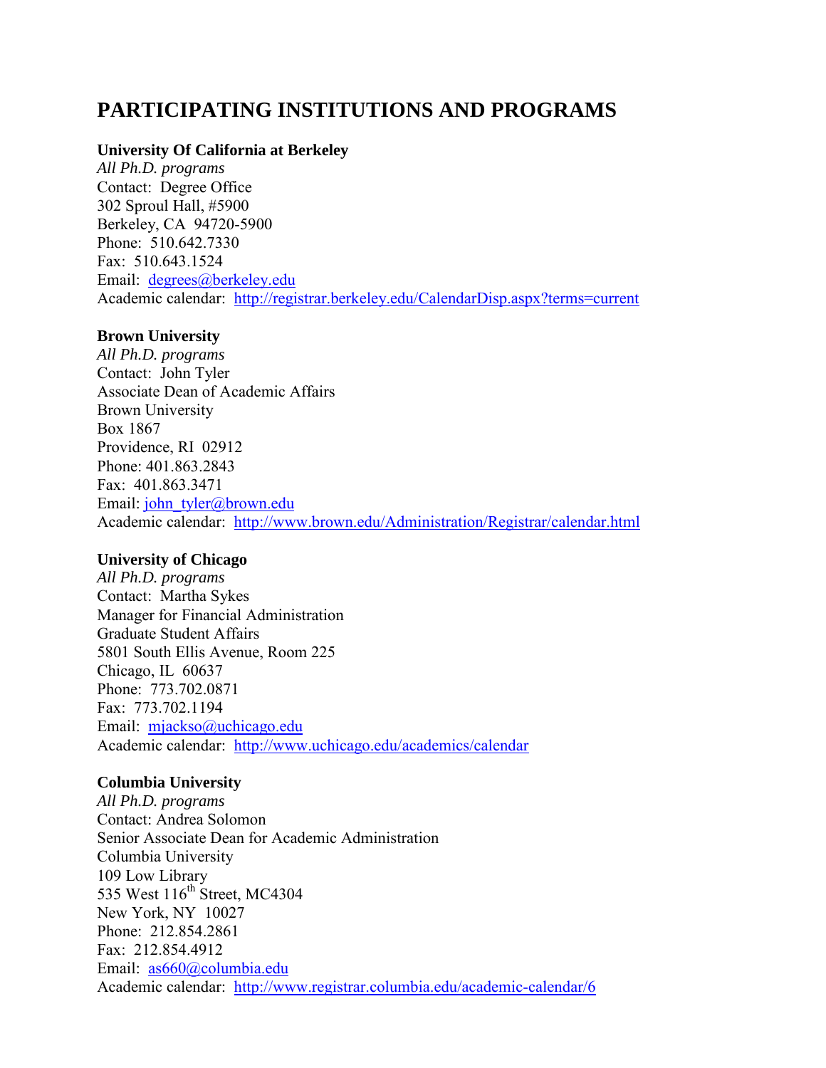# PARTICIPATING INSTITUTIONS AND PROGRAMS

**University Of California at Berkeley**
*All Ph.D. programs*
Contact:  Degree Office
302 Sproul Hall, #5900
Berkeley, CA  94720-5900
Phone:  510.642.7330
Fax:  510.643.1524
Email:  degrees@berkeley.edu
Academic calendar:  http://registrar.berkeley.edu/CalendarDisp.aspx?terms=current

**Brown University**
*All Ph.D. programs*
Contact:  John Tyler
Associate Dean of Academic Affairs
Brown University
Box 1867
Providence, RI  02912
Phone: 401.863.2843
Fax:  401.863.3471
Email: john_tyler@brown.edu
Academic calendar:  http://www.brown.edu/Administration/Registrar/calendar.html

**University of Chicago**
*All Ph.D. programs*
Contact:  Martha Sykes
Manager for Financial Administration
Graduate Student Affairs
5801 South Ellis Avenue, Room 225
Chicago, IL  60637
Phone:  773.702.0871
Fax:  773.702.1194
Email:  mjackso@uchicago.edu
Academic calendar:  http://www.uchicago.edu/academics/calendar

**Columbia University**
*All Ph.D. programs*
Contact: Andrea Solomon
Senior Associate Dean for Academic Administration
Columbia University
109 Low Library
535 West 116th Street, MC4304
New York, NY  10027
Phone:  212.854.2861
Fax:  212.854.4912
Email:  as660@columbia.edu
Academic calendar:  http://www.registrar.columbia.edu/academic-calendar/6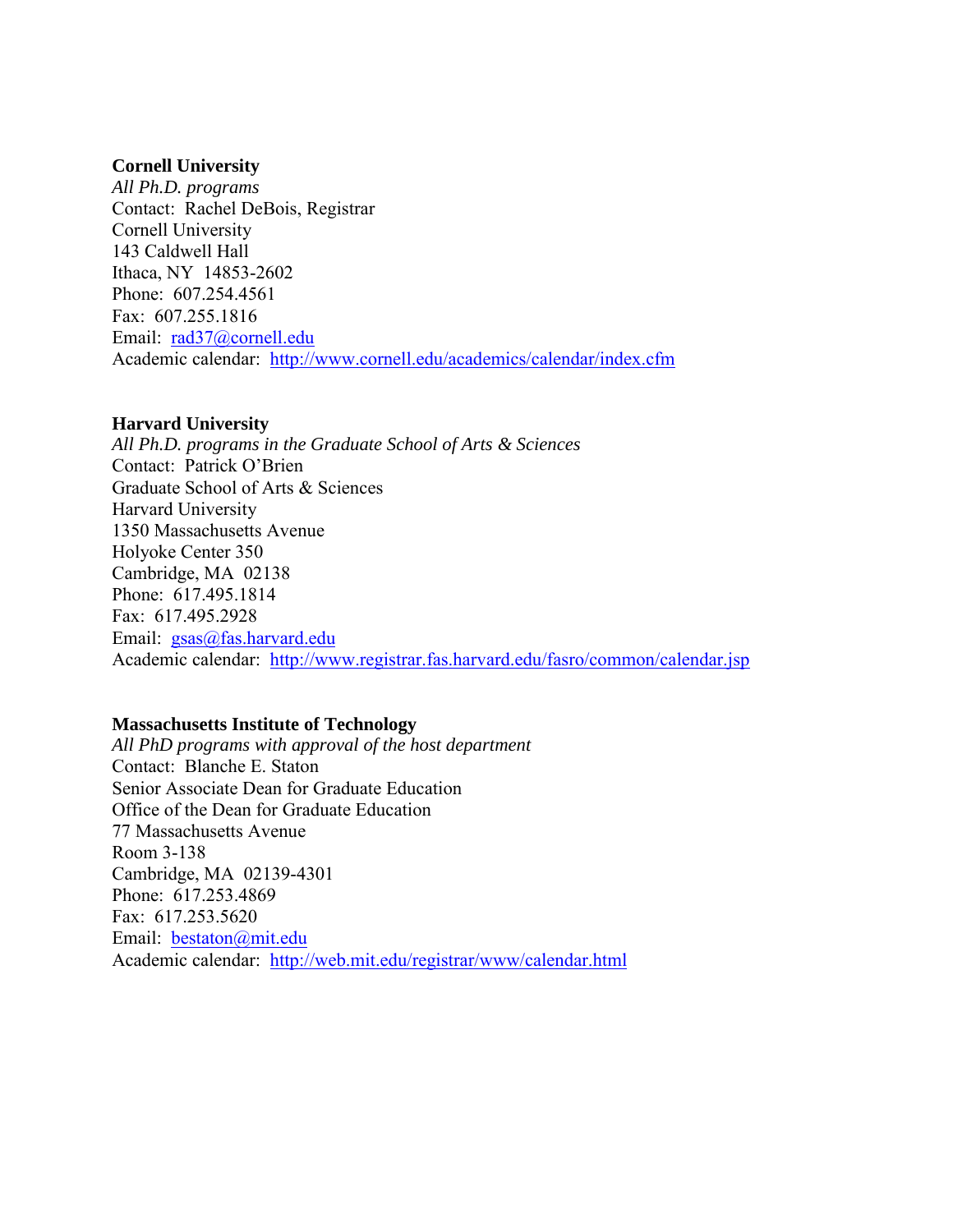**Cornell University**
*All Ph.D. programs*
Contact: Rachel DeBois, Registrar
Cornell University
143 Caldwell Hall
Ithaca, NY 14853-2602
Phone: 607.254.4561
Fax: 607.255.1816
Email: rad37@cornell.edu
Academic calendar: http://www.cornell.edu/academics/calendar/index.cfm

**Harvard University**
*All Ph.D. programs in the Graduate School of Arts & Sciences*
Contact: Patrick O'Brien
Graduate School of Arts & Sciences
Harvard University
1350 Massachusetts Avenue
Holyoke Center 350
Cambridge, MA 02138
Phone: 617.495.1814
Fax: 617.495.2928
Email: gsas@fas.harvard.edu
Academic calendar: http://www.registrar.fas.harvard.edu/fasro/common/calendar.jsp

**Massachusetts Institute of Technology**
*All PhD programs with approval of the host department*
Contact: Blanche E. Staton
Senior Associate Dean for Graduate Education
Office of the Dean for Graduate Education
77 Massachusetts Avenue
Room 3-138
Cambridge, MA 02139-4301
Phone: 617.253.4869
Fax: 617.253.5620
Email: bestaton@mit.edu
Academic calendar: http://web.mit.edu/registrar/www/calendar.html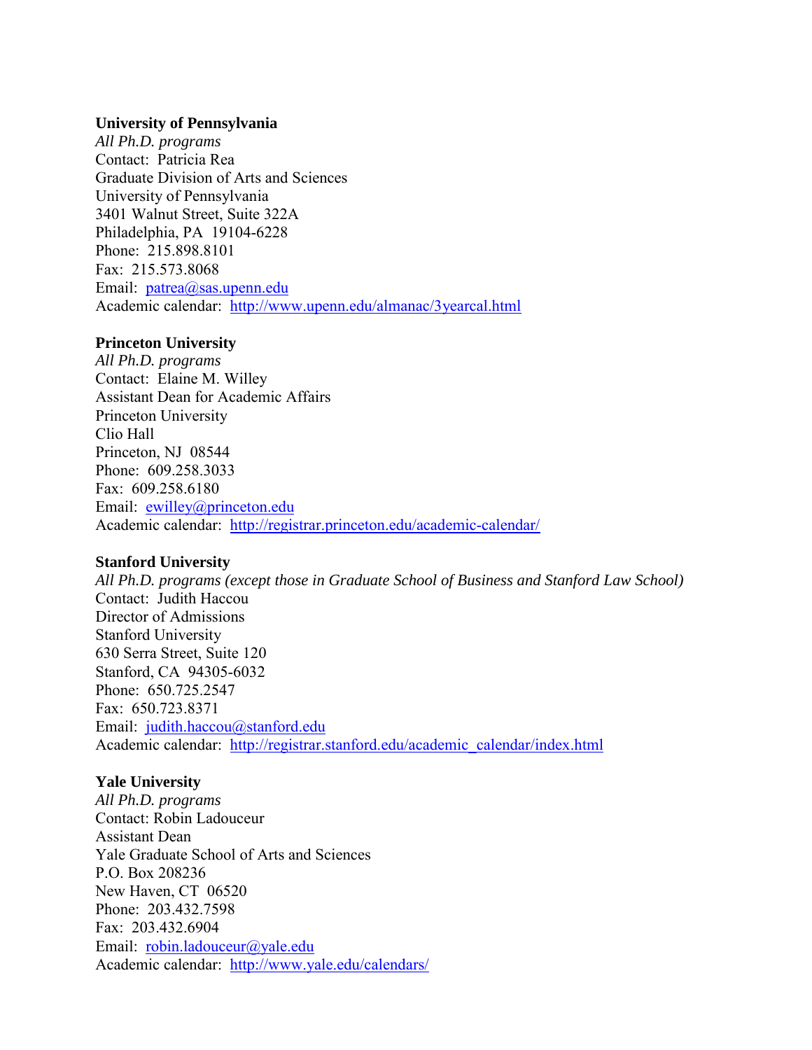**University of Pennsylvania**
*All Ph.D. programs*
Contact: Patricia Rea
Graduate Division of Arts and Sciences
University of Pennsylvania
3401 Walnut Street, Suite 322A
Philadelphia, PA 19104-6228
Phone: 215.898.8101
Fax: 215.573.8068
Email: patrea@sas.upenn.edu
Academic calendar: http://www.upenn.edu/almanac/3yearcal.html

**Princeton University**
*All Ph.D. programs*
Contact: Elaine M. Willey
Assistant Dean for Academic Affairs
Princeton University
Clio Hall
Princeton, NJ 08544
Phone: 609.258.3033
Fax: 609.258.6180
Email: ewilley@princeton.edu
Academic calendar: http://registrar.princeton.edu/academic-calendar/

**Stanford University**
*All Ph.D. programs (except those in Graduate School of Business and Stanford Law School)*
Contact: Judith Haccou
Director of Admissions
Stanford University
630 Serra Street, Suite 120
Stanford, CA 94305-6032
Phone: 650.725.2547
Fax: 650.723.8371
Email: judith.haccou@stanford.edu
Academic calendar: http://registrar.stanford.edu/academic_calendar/index.html

**Yale University**
*All Ph.D. programs*
Contact: Robin Ladouceur
Assistant Dean
Yale Graduate School of Arts and Sciences
P.O. Box 208236
New Haven, CT 06520
Phone: 203.432.7598
Fax: 203.432.6904
Email: robin.ladouceur@yale.edu
Academic calendar: http://www.yale.edu/calendars/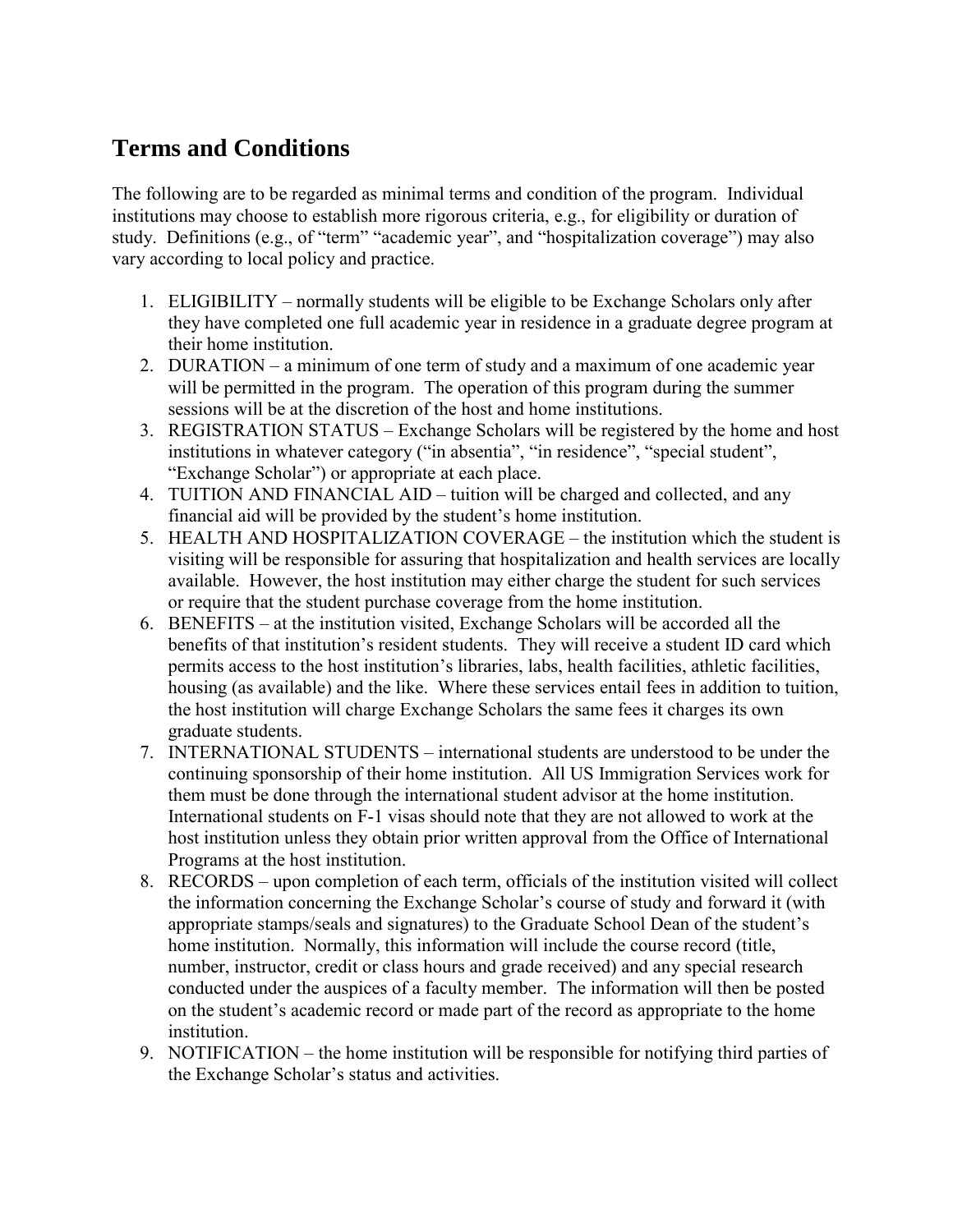## Terms and Conditions

The following are to be regarded as minimal terms and condition of the program. Individual institutions may choose to establish more rigorous criteria, e.g., for eligibility or duration of study. Definitions (e.g., of "term" "academic year", and "hospitalization coverage") may also vary according to local policy and practice.

1. ELIGIBILITY – normally students will be eligible to be Exchange Scholars only after they have completed one full academic year in residence in a graduate degree program at their home institution.
2. DURATION – a minimum of one term of study and a maximum of one academic year will be permitted in the program. The operation of this program during the summer sessions will be at the discretion of the host and home institutions.
3. REGISTRATION STATUS – Exchange Scholars will be registered by the home and host institutions in whatever category ("in absentia", "in residence", "special student", "Exchange Scholar") or appropriate at each place.
4. TUITION AND FINANCIAL AID – tuition will be charged and collected, and any financial aid will be provided by the student's home institution.
5. HEALTH AND HOSPITALIZATION COVERAGE – the institution which the student is visiting will be responsible for assuring that hospitalization and health services are locally available. However, the host institution may either charge the student for such services or require that the student purchase coverage from the home institution.
6. BENEFITS – at the institution visited, Exchange Scholars will be accorded all the benefits of that institution's resident students. They will receive a student ID card which permits access to the host institution's libraries, labs, health facilities, athletic facilities, housing (as available) and the like. Where these services entail fees in addition to tuition, the host institution will charge Exchange Scholars the same fees it charges its own graduate students.
7. INTERNATIONAL STUDENTS – international students are understood to be under the continuing sponsorship of their home institution. All US Immigration Services work for them must be done through the international student advisor at the home institution. International students on F-1 visas should note that they are not allowed to work at the host institution unless they obtain prior written approval from the Office of International Programs at the host institution.
8. RECORDS – upon completion of each term, officials of the institution visited will collect the information concerning the Exchange Scholar's course of study and forward it (with appropriate stamps/seals and signatures) to the Graduate School Dean of the student's home institution. Normally, this information will include the course record (title, number, instructor, credit or class hours and grade received) and any special research conducted under the auspices of a faculty member. The information will then be posted on the student's academic record or made part of the record as appropriate to the home institution.
9. NOTIFICATION – the home institution will be responsible for notifying third parties of the Exchange Scholar's status and activities.